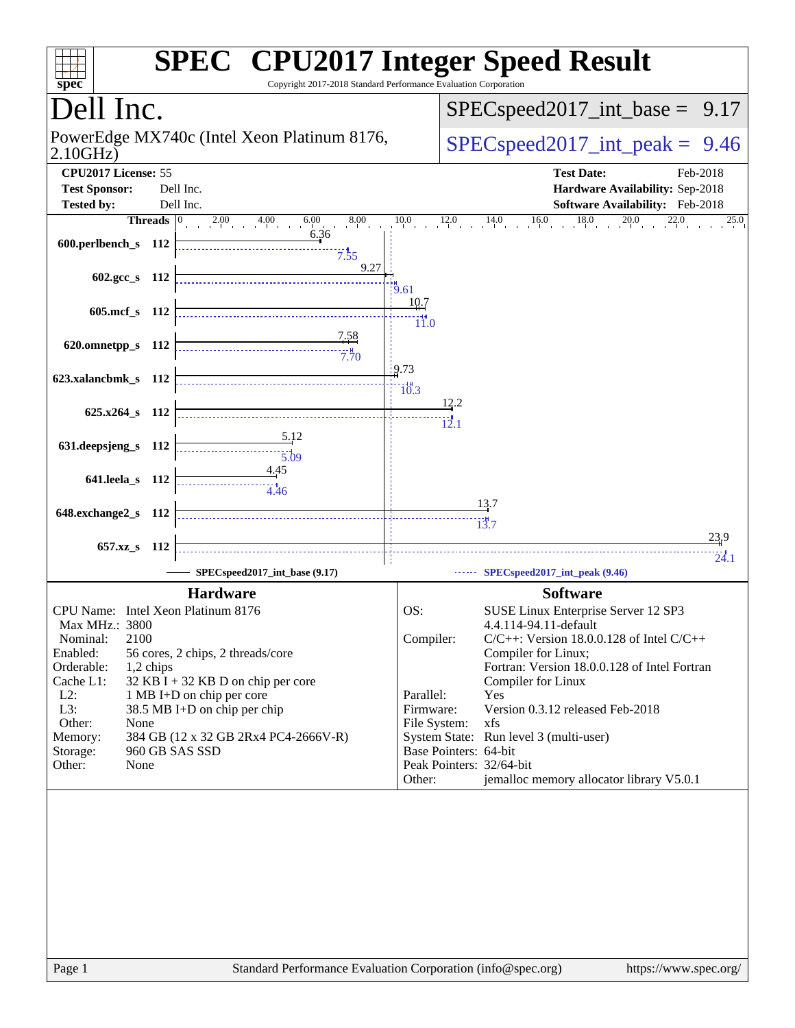# SPEC CPU2017 Integer Speed Result

Copyright 2017-2018 Standard Performance Evaluation Corporation

## Dell Inc.

PowerEdge MX740c (Intel Xeon Platinum 8176, 2.10GHz)

SPECspeed2017_int_base = 9.17

SPECspeed2017_int_peak = 9.46

| | | | |
|---|---|---|---|
| **CPU2017 License:** | 55 | **Test Date:** | Feb-2018 |
| **Test Sponsor:** | Dell Inc. | **Hardware Availability:** | Sep-2018 |
| **Tested by:** | Dell Inc. | **Software Availability:** | Feb-2018 |

| Benchmark | Threads | Base | Peak |
|---|---|---|---|
| 600.perlbench_s | 112 | 6.36 | 7.55 |
| 602.gcc_s | 112 | 9.27 | 9.61 |
| 605.mcf_s | 112 | 10.7 | 11.0 |
| 620.omnetpp_s | 112 | 7.58 | 7.70 |
| 623.xalancbmk_s | 112 | 9.73 | 10.3 |
| 625.x264_s | 112 | 12.2 | 12.1 |
| 631.deepsjeng_s | 112 | 5.12 | 5.09 |
| 641.leela_s | 112 | 4.45 | 4.46 |
| 648.exchange2_s | 112 | 13.7 | 13.7 |
| 657.xz_s | 112 | 23.9 | 24.1 |

SPECspeed2017_int_base (9.17) SPECspeed2017_int_peak (9.46)

### Hardware

| | |
|---|---|
| CPU Name: | Intel Xeon Platinum 8176 |
| Max MHz.: | 3800 |
| Nominal: | 2100 |
| Enabled: | 56 cores, 2 chips, 2 threads/core |
| Orderable: | 1,2 chips |
| Cache L1: | 32 KB I + 32 KB D on chip per core |
| L2: | 1 MB I+D on chip per core |
| L3: | 38.5 MB I+D on chip per chip |
| Other: | None |
| Memory: | 384 GB (12 x 32 GB 2Rx4 PC4-2666V-R) |
| Storage: | 960 GB SAS SSD |
| Other: | None |

### Software

| | |
|---|---|
| OS: | SUSE Linux Enterprise Server 12 SP3 4.4.114-94.11-default |
| Compiler: | C/C++: Version 18.0.0.128 of Intel C/C++ Compiler for Linux; Fortran: Version 18.0.0.128 of Intel Fortran Compiler for Linux |
| Parallel: | Yes |
| Firmware: | Version 0.3.12 released Feb-2018 |
| File System: | xfs |
| System State: | Run level 3 (multi-user) |
| Base Pointers: | 64-bit |
| Peak Pointers: | 32/64-bit |
| Other: | jemalloc memory allocator library V5.0.1 |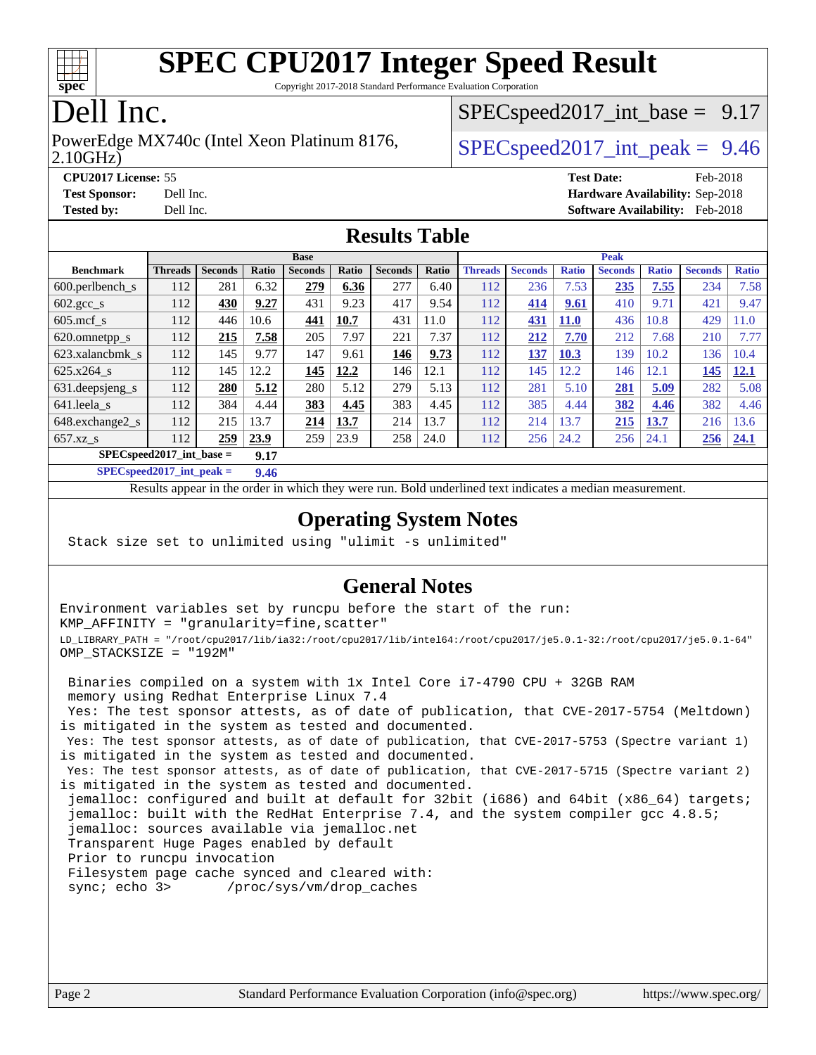# SPEC CPU2017 Integer Speed Result

Copyright 2017-2018 Standard Performance Evaluation Corporation

# Dell Inc.

PowerEdge MX740c (Intel Xeon Platinum 8176, 2.10GHz)

SPECspeed2017_int_base = 9.17

SPECspeed2017_int_peak = 9.46

**CPU2017 License:** 55
**Test Sponsor:** Dell Inc.
**Tested by:** Dell Inc.

**Test Date:** Feb-2018
**Hardware Availability:** Sep-2018
**Software Availability:** Feb-2018

## Results Table

| Benchmark | Base | | | | | | | Peak | | | | | | |
|---|---|---|---|---|---|---|---|---|---|---|---|---|---|---|
| | Threads | Seconds | Ratio | Seconds | Ratio | Seconds | Ratio | Threads | Seconds | Ratio | Seconds | Ratio | Seconds | Ratio |
| 600.perlbench_s | 112 | 281 | 6.32 | **279** | **6.36** | 277 | 6.40 | 112 | 236 | 7.53 | **235** | **7.55** | 234 | 7.58 |
| 602.gcc_s | 112 | **430** | **9.27** | 431 | 9.23 | 417 | 9.54 | 112 | **414** | **9.61** | 410 | 9.71 | 421 | 9.47 |
| 605.mcf_s | 112 | 446 | 10.6 | **441** | **10.7** | 431 | 11.0 | 112 | **431** | **11.0** | 436 | 10.8 | 429 | 11.0 |
| 620.omnetpp_s | 112 | **215** | **7.58** | 205 | 7.97 | 221 | 7.37 | 112 | **212** | **7.70** | 212 | 7.68 | 210 | 7.77 |
| 623.xalancbmk_s | 112 | 145 | 9.77 | 147 | 9.61 | **146** | **9.73** | 112 | **137** | **10.3** | 139 | 10.2 | 136 | 10.4 |
| 625.x264_s | 112 | 145 | 12.2 | **145** | **12.2** | 146 | 12.1 | 112 | 145 | 12.2 | 146 | 12.1 | **145** | **12.1** |
| 631.deepsjeng_s | 112 | **280** | **5.12** | 280 | 5.12 | 279 | 5.13 | 112 | 281 | 5.10 | **281** | **5.09** | 282 | 5.08 |
| 641.leela_s | 112 | 384 | 4.44 | **383** | **4.45** | 383 | 4.45 | 112 | 385 | 4.44 | **382** | **4.46** | 382 | 4.46 |
| 648.exchange2_s | 112 | 215 | 13.7 | **214** | **13.7** | 214 | 13.7 | 112 | 214 | 13.7 | **215** | **13.7** | 216 | 13.6 |
| 657.xz_s | 112 | **259** | **23.9** | 259 | 23.9 | 258 | 24.0 | 112 | 256 | 24.2 | 256 | 24.1 | **256** | **24.1** |

SPECspeed2017_int_base = **9.17**

SPECspeed2017_int_peak = **9.46**

Results appear in the order in which they were run. Bold underlined text indicates a median measurement.

## Operating System Notes

```
Stack size set to unlimited using "ulimit -s unlimited"
```

## General Notes

```
Environment variables set by runcpu before the start of the run:
KMP_AFFINITY = "granularity=fine,scatter"
LD_LIBRARY_PATH = "/root/cpu2017/lib/ia32:/root/cpu2017/lib/intel64:/root/cpu2017/je5.0.1-32:/root/cpu2017/je5.0.1-64"
OMP_STACKSIZE = "192M"

 Binaries compiled on a system with 1x Intel Core i7-4790 CPU + 32GB RAM
 memory using Redhat Enterprise Linux 7.4
 Yes: The test sponsor attests, as of date of publication, that CVE-2017-5754 (Meltdown)
is mitigated in the system as tested and documented.
 Yes: The test sponsor attests, as of date of publication, that CVE-2017-5753 (Spectre variant 1)
is mitigated in the system as tested and documented.
 Yes: The test sponsor attests, as of date of publication, that CVE-2017-5715 (Spectre variant 2)
is mitigated in the system as tested and documented.
 jemalloc: configured and built at default for 32bit (i686) and 64bit (x86_64) targets;
 jemalloc: built with the RedHat Enterprise 7.4, and the system compiler gcc 4.8.5;
 jemalloc: sources available via jemalloc.net
 Transparent Huge Pages enabled by default
 Prior to runcpu invocation
 Filesystem page cache synced and cleared with:
 sync; echo 3>       /proc/sys/vm/drop_caches
```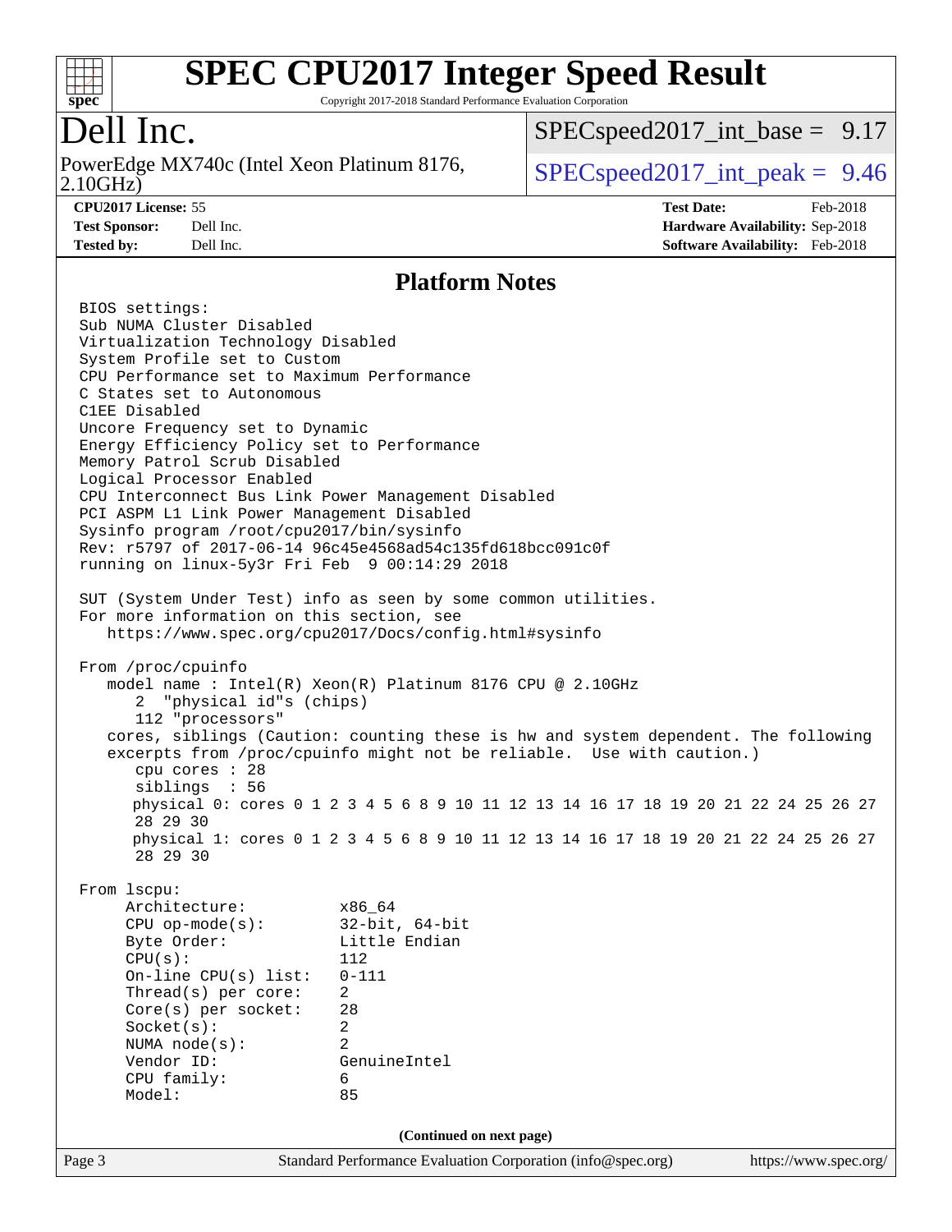# SPEC CPU2017 Integer Speed Result

Copyright 2017-2018 Standard Performance Evaluation Corporation

## Dell Inc.

PowerEdge MX740c (Intel Xeon Platinum 8176, 2.10GHz)

SPECspeed2017_int_base = 9.17

SPECspeed2017_int_peak = 9.46

**CPU2017 License:** 55
**Test Sponsor:** Dell Inc.
**Tested by:** Dell Inc.

**Test Date:** Feb-2018
**Hardware Availability:** Sep-2018
**Software Availability:** Feb-2018

## Platform Notes

```
BIOS settings:
Sub NUMA Cluster Disabled
Virtualization Technology Disabled
System Profile set to Custom
CPU Performance set to Maximum Performance
C States set to Autonomous
C1EE Disabled
Uncore Frequency set to Dynamic
Energy Efficiency Policy set to Performance
Memory Patrol Scrub Disabled
Logical Processor Enabled
CPU Interconnect Bus Link Power Management Disabled
PCI ASPM L1 Link Power Management Disabled
Sysinfo program /root/cpu2017/bin/sysinfo
Rev: r5797 of 2017-06-14 96c45e4568ad54c135fd618bcc091c0f
running on linux-5y3r Fri Feb  9 00:14:29 2018

SUT (System Under Test) info as seen by some common utilities.
For more information on this section, see
   https://www.spec.org/cpu2017/Docs/config.html#sysinfo

From /proc/cpuinfo
   model name : Intel(R) Xeon(R) Platinum 8176 CPU @ 2.10GHz
      2  "physical id"s (chips)
      112 "processors"
   cores, siblings (Caution: counting these is hw and system dependent. The following
   excerpts from /proc/cpuinfo might not be reliable.  Use with caution.)
      cpu cores : 28
      siblings  : 56
      physical 0: cores 0 1 2 3 4 5 6 8 9 10 11 12 13 14 16 17 18 19 20 21 22 24 25 26 27
      28 29 30
      physical 1: cores 0 1 2 3 4 5 6 8 9 10 11 12 13 14 16 17 18 19 20 21 22 24 25 26 27
      28 29 30

From lscpu:
     Architecture:          x86_64
     CPU op-mode(s):        32-bit, 64-bit
     Byte Order:            Little Endian
     CPU(s):                112
     On-line CPU(s) list:   0-111
     Thread(s) per core:    2
     Core(s) per socket:    28
     Socket(s):             2
     NUMA node(s):          2
     Vendor ID:             GenuineIntel
     CPU family:            6
     Model:                 85
```

(Continued on next page)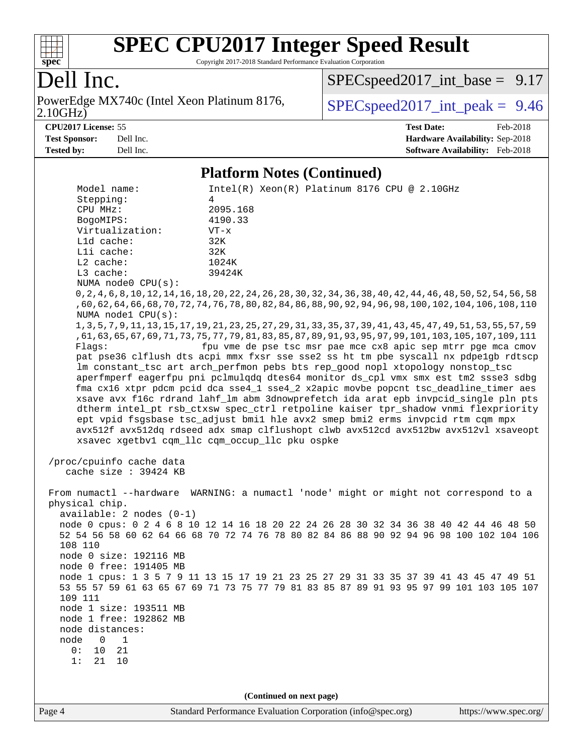# SPEC CPU2017 Integer Speed Result

Copyright 2017-2018 Standard Performance Evaluation Corporation

## Dell Inc.

PowerEdge MX740c (Intel Xeon Platinum 8176, 2.10GHz)

SPECspeed2017_int_base = 9.17

SPECspeed2017_int_peak = 9.46

**CPU2017 License:** 55
**Test Sponsor:** Dell Inc.
**Tested by:** Dell Inc.

**Test Date:** Feb-2018
**Hardware Availability:** Sep-2018
**Software Availability:** Feb-2018

### Platform Notes (Continued)

```
    Model name:            Intel(R) Xeon(R) Platinum 8176 CPU @ 2.10GHz
    Stepping:              4
    CPU MHz:               2095.168
    BogoMIPS:              4190.33
    Virtualization:        VT-x
    L1d cache:             32K
    L1i cache:             32K
    L2 cache:              1024K
    L3 cache:              39424K
    NUMA node0 CPU(s):
    0,2,4,6,8,10,12,14,16,18,20,22,24,26,28,30,32,34,36,38,40,42,44,46,48,50,52,54,56,58
    ,60,62,64,66,68,70,72,74,76,78,80,82,84,86,88,90,92,94,96,98,100,102,104,106,108,110
    NUMA node1 CPU(s):
    1,3,5,7,9,11,13,15,17,19,21,23,25,27,29,31,33,35,37,39,41,43,45,47,49,51,53,55,57,59
    ,61,63,65,67,69,71,73,75,77,79,81,83,85,87,89,91,93,95,97,99,101,103,105,107,109,111
    Flags:                 fpu vme de pse tsc msr pae mce cx8 apic sep mtrr pge mca cmov
    pat pse36 clflush dts acpi mmx fxsr sse sse2 ss ht tm pbe syscall nx pdpe1gb rdtscp
    lm constant_tsc art arch_perfmon pebs bts rep_good nopl xtopology nonstop_tsc
    aperfmperf eagerfpu pni pclmulqdq dtes64 monitor ds_cpl vmx smx est tm2 ssse3 sdbg
    fma cx16 xtpr pdcm pcid dca sse4_1 sse4_2 x2apic movbe popcnt tsc_deadline_timer aes
    xsave avx f16c rdrand lahf_lm abm 3dnowprefetch ida arat epb invpcid_single pln pts
    dtherm intel_pt rsb_ctxsw spec_ctrl retpoline kaiser tpr_shadow vnmi flexpriority
    ept vpid fsgsbase tsc_adjust bmi1 hle avx2 smep bmi2 erms invpcid rtm cqm mpx
    avx512f avx512dq rdseed adx smap clflushopt clwb avx512cd avx512bw avx512vl xsaveopt
    xsavec xgetbv1 cqm_llc cqm_occup_llc pku ospke

 /proc/cpuinfo cache data
    cache size : 39424 KB

 From numactl --hardware  WARNING: a numactl 'node' might or might not correspond to a
 physical chip.
   available: 2 nodes (0-1)
   node 0 cpus: 0 2 4 6 8 10 12 14 16 18 20 22 24 26 28 30 32 34 36 38 40 42 44 46 48 50
   52 54 56 58 60 62 64 66 68 70 72 74 76 78 80 82 84 86 88 90 92 94 96 98 100 102 104 106
   108 110
   node 0 size: 192116 MB
   node 0 free: 191405 MB
   node 1 cpus: 1 3 5 7 9 11 13 15 17 19 21 23 25 27 29 31 33 35 37 39 41 43 45 47 49 51
   53 55 57 59 61 63 65 67 69 71 73 75 77 79 81 83 85 87 89 91 93 95 97 99 101 103 105 107
   109 111
   node 1 size: 193511 MB
   node 1 free: 192862 MB
   node distances:
   node   0   1
     0:  10  21
     1:  21  10
```

(Continued on next page)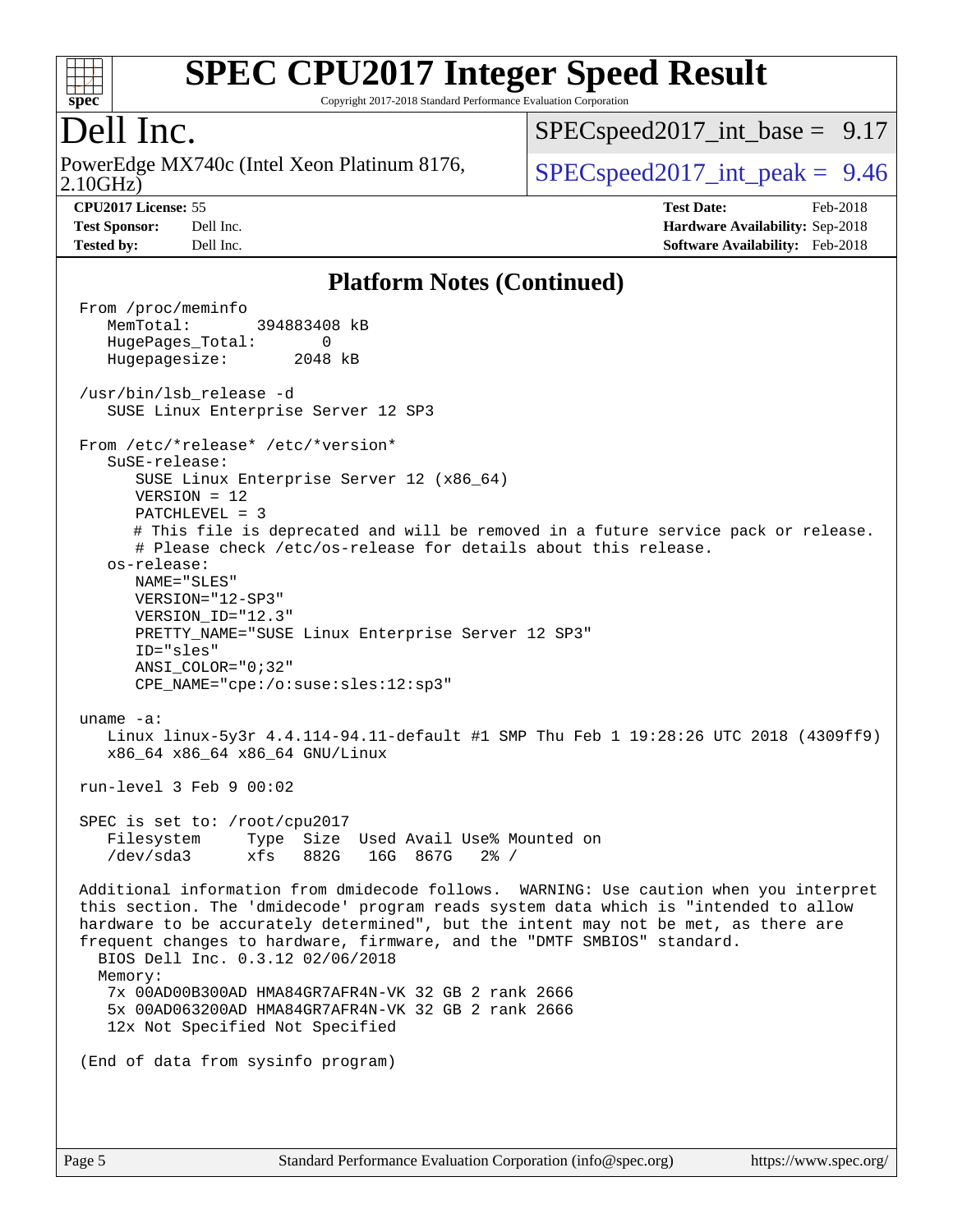## Platform Notes (Continued)

```
From /proc/meminfo
   MemTotal:       394883408 kB
   HugePages_Total:       0
   Hugepagesize:       2048 kB

/usr/bin/lsb_release -d
   SUSE Linux Enterprise Server 12 SP3

From /etc/*release* /etc/*version*
   SuSE-release:
      SUSE Linux Enterprise Server 12 (x86_64)
      VERSION = 12
      PATCHLEVEL = 3
      # This file is deprecated and will be removed in a future service pack or release.
      # Please check /etc/os-release for details about this release.
   os-release:
      NAME="SLES"
      VERSION="12-SP3"
      VERSION_ID="12.3"
      PRETTY_NAME="SUSE Linux Enterprise Server 12 SP3"
      ID="sles"
      ANSI_COLOR="0;32"
      CPE_NAME="cpe:/o:suse:sles:12:sp3"

uname -a:
   Linux linux-5y3r 4.4.114-94.11-default #1 SMP Thu Feb 1 19:28:26 UTC 2018 (4309ff9)
   x86_64 x86_64 x86_64 GNU/Linux

run-level 3 Feb 9 00:02

SPEC is set to: /root/cpu2017
   Filesystem     Type  Size  Used Avail Use% Mounted on
   /dev/sda3      xfs   882G   16G  867G   2% /

Additional information from dmidecode follows.  WARNING: Use caution when you interpret
this section. The 'dmidecode' program reads system data which is "intended to allow
hardware to be accurately determined", but the intent may not be met, as there are
frequent changes to hardware, firmware, and the "DMTF SMBIOS" standard.
  BIOS Dell Inc. 0.3.12 02/06/2018
  Memory:
   7x 00AD00B300AD HMA84GR7AFR4N-VK 32 GB 2 rank 2666
   5x 00AD063200AD HMA84GR7AFR4N-VK 32 GB 2 rank 2666
   12x Not Specified Not Specified

(End of data from sysinfo program)
```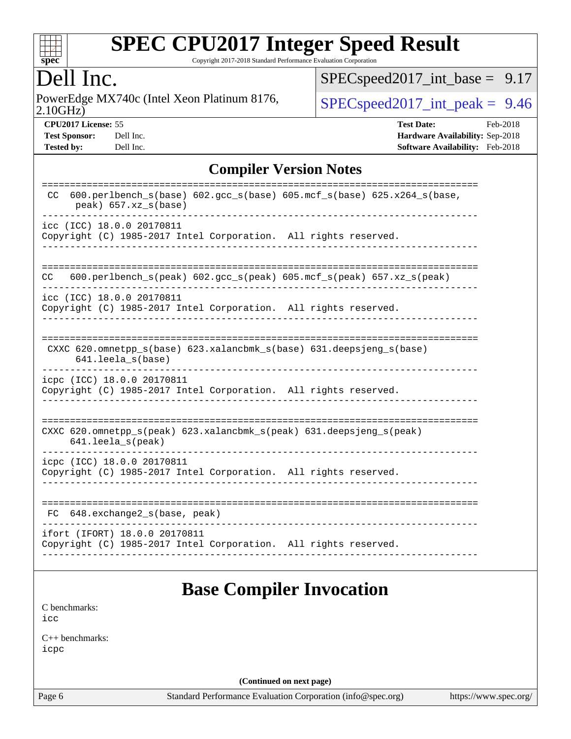# SPEC CPU2017 Integer Speed Result

Copyright 2017-2018 Standard Performance Evaluation Corporation

# Dell Inc.

PowerEdge MX740c (Intel Xeon Platinum 8176, 2.10GHz)

SPECspeed2017_int_base = 9.17

SPECspeed2017_int_peak = 9.46

**CPU2017 License:** 55
**Test Sponsor:** Dell Inc.
**Tested by:** Dell Inc.

**Test Date:** Feb-2018
**Hardware Availability:** Sep-2018
**Software Availability:** Feb-2018

## Compiler Version Notes

```
==============================================================================
 CC  600.perlbench_s(base) 602.gcc_s(base) 605.mcf_s(base) 625.x264_s(base,
      peak) 657.xz_s(base)
------------------------------------------------------------------------------
icc (ICC) 18.0.0 20170811
Copyright (C) 1985-2017 Intel Corporation.  All rights reserved.
------------------------------------------------------------------------------

==============================================================================
CC   600.perlbench_s(peak) 602.gcc_s(peak) 605.mcf_s(peak) 657.xz_s(peak)
------------------------------------------------------------------------------
icc (ICC) 18.0.0 20170811
Copyright (C) 1985-2017 Intel Corporation.  All rights reserved.
------------------------------------------------------------------------------

==============================================================================
 CXXC 620.omnetpp_s(base) 623.xalancbmk_s(base) 631.deepsjeng_s(base)
      641.leela_s(base)
------------------------------------------------------------------------------
icpc (ICC) 18.0.0 20170811
Copyright (C) 1985-2017 Intel Corporation.  All rights reserved.
------------------------------------------------------------------------------

==============================================================================
CXXC 620.omnetpp_s(peak) 623.xalancbmk_s(peak) 631.deepsjeng_s(peak)
     641.leela_s(peak)
------------------------------------------------------------------------------
icpc (ICC) 18.0.0 20170811
Copyright (C) 1985-2017 Intel Corporation.  All rights reserved.
------------------------------------------------------------------------------

==============================================================================
 FC  648.exchange2_s(base, peak)
------------------------------------------------------------------------------
ifort (IFORT) 18.0.0 20170811
Copyright (C) 1985-2017 Intel Corporation.  All rights reserved.
------------------------------------------------------------------------------
```

## Base Compiler Invocation

C benchmarks:
icc

C++ benchmarks:
icpc

**(Continued on next page)**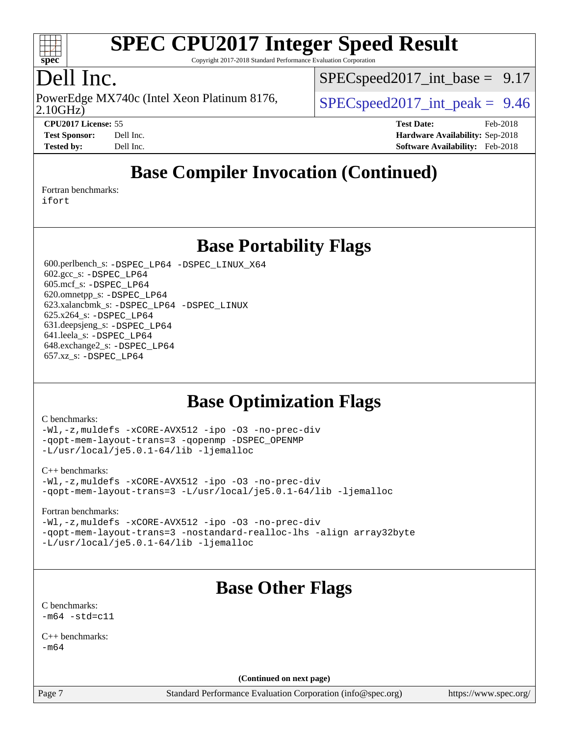# SPEC CPU2017 Integer Speed Result

Copyright 2017-2018 Standard Performance Evaluation Corporation

# Dell Inc.

PowerEdge MX740c (Intel Xeon Platinum 8176, 2.10GHz)

SPECspeed2017_int_base = 9.17

SPECspeed2017_int_peak = 9.46

**CPU2017 License:** 55
**Test Sponsor:** Dell Inc.
**Tested by:** Dell Inc.

**Test Date:** Feb-2018
**Hardware Availability:** Sep-2018
**Software Availability:** Feb-2018

## Base Compiler Invocation (Continued)

Fortran benchmarks:
ifort

## Base Portability Flags

600.perlbench_s: -DSPEC_LP64 -DSPEC_LINUX_X64
602.gcc_s: -DSPEC_LP64
605.mcf_s: -DSPEC_LP64
620.omnetpp_s: -DSPEC_LP64
623.xalancbmk_s: -DSPEC_LP64 -DSPEC_LINUX
625.x264_s: -DSPEC_LP64
631.deepsjeng_s: -DSPEC_LP64
641.leela_s: -DSPEC_LP64
648.exchange2_s: -DSPEC_LP64
657.xz_s: -DSPEC_LP64

## Base Optimization Flags

C benchmarks:

```
-Wl,-z,muldefs -xCORE-AVX512 -ipo -O3 -no-prec-div
-qopt-mem-layout-trans=3 -qopenmp -DSPEC_OPENMP
-L/usr/local/je5.0.1-64/lib -ljemalloc
```

C++ benchmarks:

```
-Wl,-z,muldefs -xCORE-AVX512 -ipo -O3 -no-prec-div
-qopt-mem-layout-trans=3 -L/usr/local/je5.0.1-64/lib -ljemalloc
```

Fortran benchmarks:

```
-Wl,-z,muldefs -xCORE-AVX512 -ipo -O3 -no-prec-div
-qopt-mem-layout-trans=3 -nostandard-realloc-lhs -align array32byte
-L/usr/local/je5.0.1-64/lib -ljemalloc
```

## Base Other Flags

C benchmarks:
-m64 -std=c11

C++ benchmarks:
-m64

**(Continued on next page)**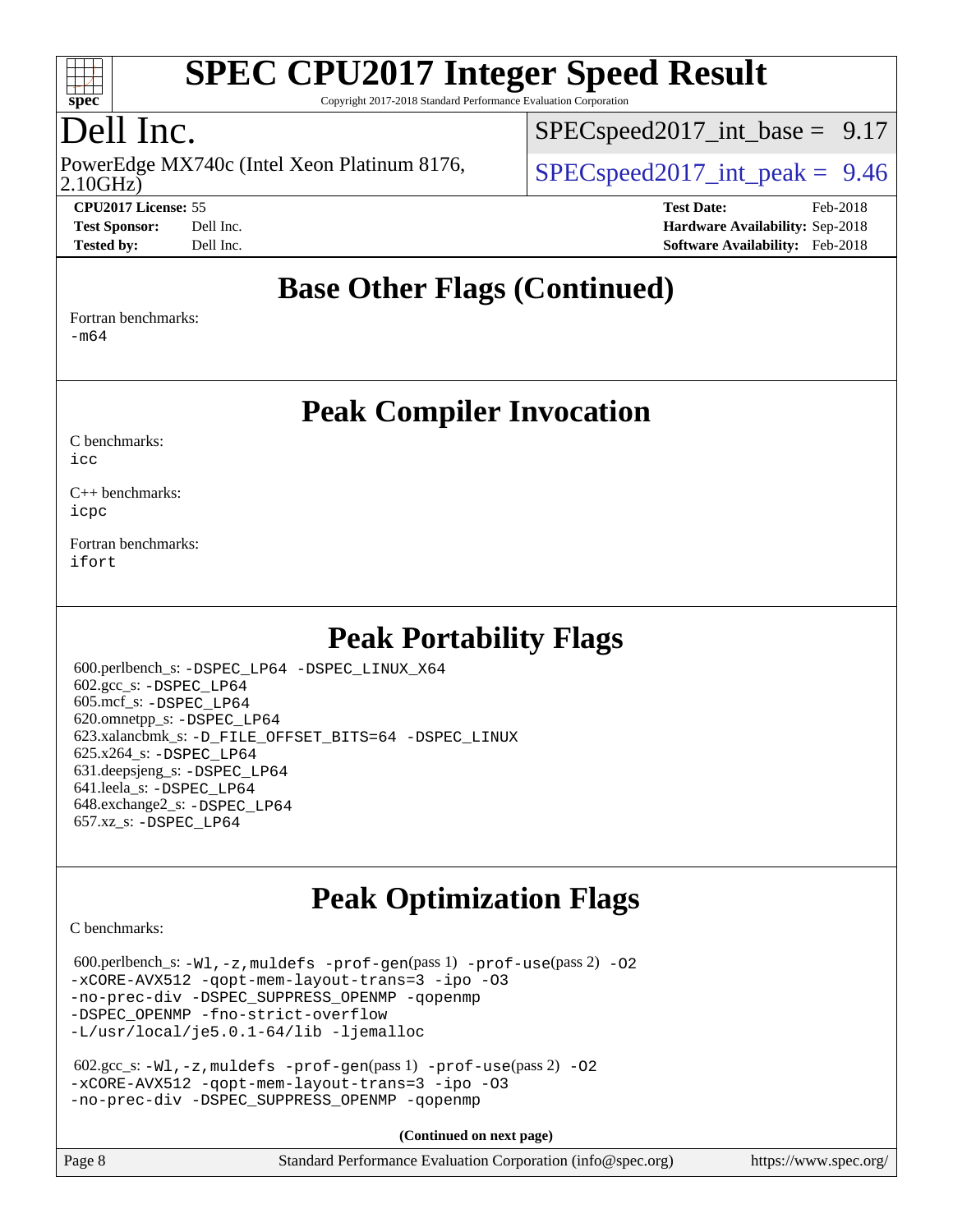# SPEC CPU2017 Integer Speed Result

Copyright 2017-2018 Standard Performance Evaluation Corporation

## Dell Inc.

PowerEdge MX740c (Intel Xeon Platinum 8176, 2.10GHz)

SPECspeed2017_int_base = 9.17

SPECspeed2017_int_peak = 9.46

**CPU2017 License:** 55
**Test Sponsor:** Dell Inc.
**Tested by:** Dell Inc.

**Test Date:** Feb-2018
**Hardware Availability:** Sep-2018
**Software Availability:** Feb-2018

## Base Other Flags (Continued)

Fortran benchmarks:
-m64

## Peak Compiler Invocation

C benchmarks:
icc

C++ benchmarks:
icpc

Fortran benchmarks:
ifort

## Peak Portability Flags

600.perlbench_s: -DSPEC_LP64 -DSPEC_LINUX_X64
602.gcc_s: -DSPEC_LP64
605.mcf_s: -DSPEC_LP64
620.omnetpp_s: -DSPEC_LP64
623.xalancbmk_s: -D_FILE_OFFSET_BITS=64 -DSPEC_LINUX
625.x264_s: -DSPEC_LP64
631.deepsjeng_s: -DSPEC_LP64
641.leela_s: -DSPEC_LP64
648.exchange2_s: -DSPEC_LP64
657.xz_s: -DSPEC_LP64

## Peak Optimization Flags

C benchmarks:

600.perlbench_s: -Wl,-z,muldefs -prof-gen(pass 1) -prof-use(pass 2) -O2 -xCORE-AVX512 -qopt-mem-layout-trans=3 -ipo -O3 -no-prec-div -DSPEC_SUPPRESS_OPENMP -qopenmp -DSPEC_OPENMP -fno-strict-overflow -L/usr/local/je5.0.1-64/lib -ljemalloc

602.gcc_s: -Wl,-z,muldefs -prof-gen(pass 1) -prof-use(pass 2) -O2 -xCORE-AVX512 -qopt-mem-layout-trans=3 -ipo -O3 -no-prec-div -DSPEC_SUPPRESS_OPENMP -qopenmp

**(Continued on next page)**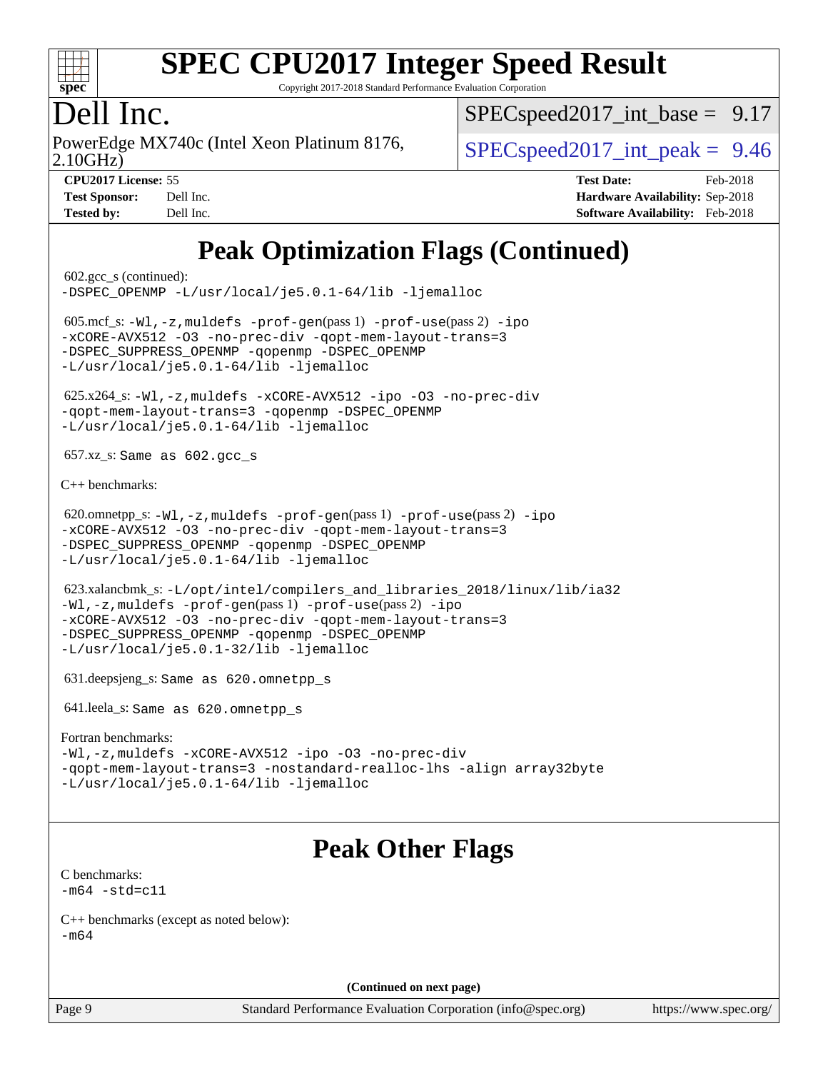# Peak Optimization Flags (Continued)

602.gcc_s (continued):
-DSPEC_OPENMP -L/usr/local/je5.0.1-64/lib -ljemalloc

605.mcf_s: -Wl,-z,muldefs -prof-gen(pass 1) -prof-use(pass 2) -ipo
-xCORE-AVX512 -O3 -no-prec-div -qopt-mem-layout-trans=3
-DSPEC_SUPPRESS_OPENMP -qopenmp -DSPEC_OPENMP
-L/usr/local/je5.0.1-64/lib -ljemalloc

625.x264_s: -Wl,-z,muldefs -xCORE-AVX512 -ipo -O3 -no-prec-div
-qopt-mem-layout-trans=3 -qopenmp -DSPEC_OPENMP
-L/usr/local/je5.0.1-64/lib -ljemalloc

657.xz_s: Same as 602.gcc_s

C++ benchmarks:

620.omnetpp_s: -Wl,-z,muldefs -prof-gen(pass 1) -prof-use(pass 2) -ipo
-xCORE-AVX512 -O3 -no-prec-div -qopt-mem-layout-trans=3
-DSPEC_SUPPRESS_OPENMP -qopenmp -DSPEC_OPENMP
-L/usr/local/je5.0.1-64/lib -ljemalloc

623.xalancbmk_s: -L/opt/intel/compilers_and_libraries_2018/linux/lib/ia32
-Wl,-z,muldefs -prof-gen(pass 1) -prof-use(pass 2) -ipo
-xCORE-AVX512 -O3 -no-prec-div -qopt-mem-layout-trans=3
-DSPEC_SUPPRESS_OPENMP -qopenmp -DSPEC_OPENMP
-L/usr/local/je5.0.1-32/lib -ljemalloc

631.deepsjeng_s: Same as 620.omnetpp_s

641.leela_s: Same as 620.omnetpp_s

Fortran benchmarks:
-Wl,-z,muldefs -xCORE-AVX512 -ipo -O3 -no-prec-div
-qopt-mem-layout-trans=3 -nostandard-realloc-lhs -align array32byte
-L/usr/local/je5.0.1-64/lib -ljemalloc

# Peak Other Flags

C benchmarks:
-m64 -std=c11

C++ benchmarks (except as noted below):
-m64

**(Continued on next page)**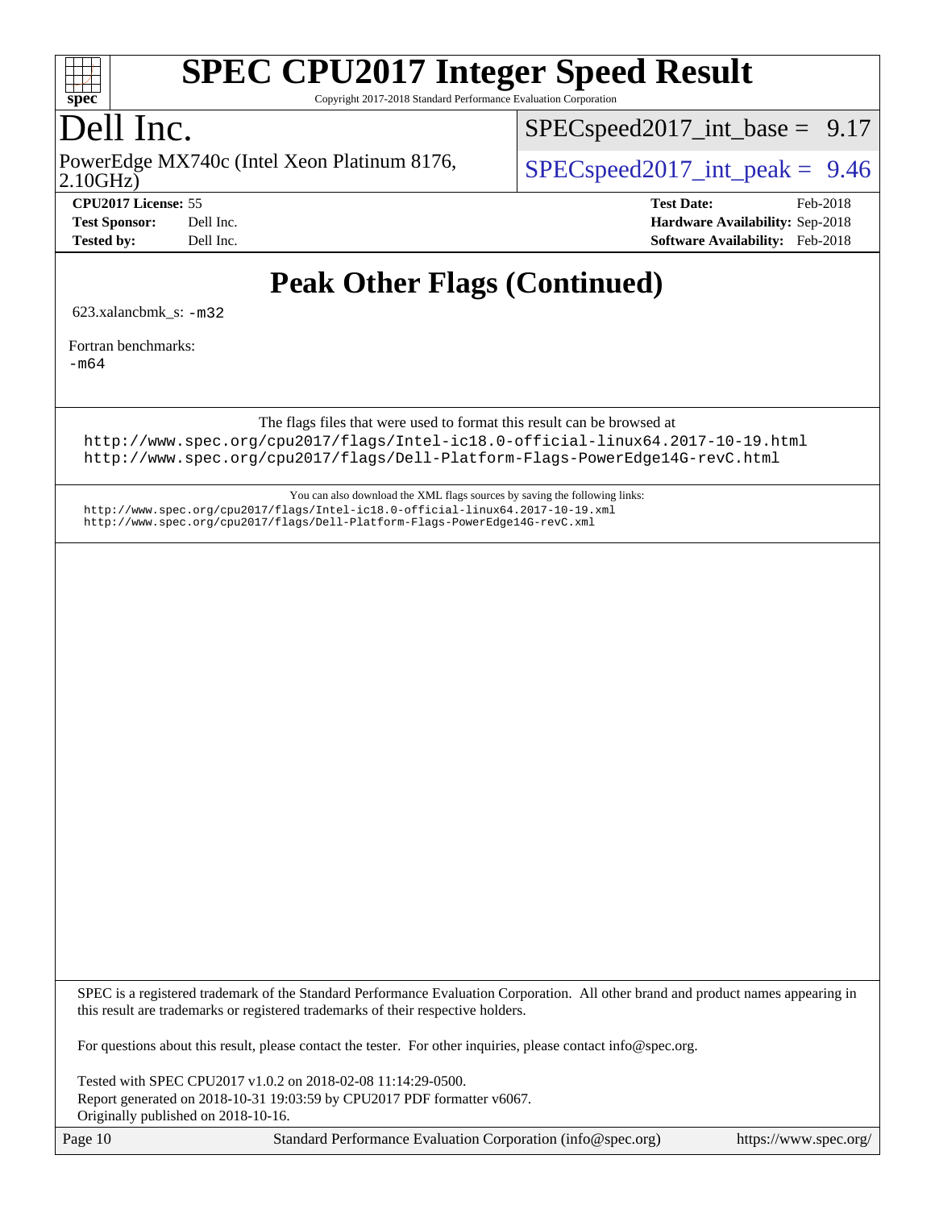# Peak Other Flags (Continued)

623.xalancbmk_s: `-m32`

Fortran benchmarks:
`-m64`

The flags files that were used to format this result can be browsed at
http://www.spec.org/cpu2017/flags/Intel-ic18.0-official-linux64.2017-10-19.html
http://www.spec.org/cpu2017/flags/Dell-Platform-Flags-PowerEdge14G-revC.html

You can also download the XML flags sources by saving the following links:
http://www.spec.org/cpu2017/flags/Intel-ic18.0-official-linux64.2017-10-19.xml
http://www.spec.org/cpu2017/flags/Dell-Platform-Flags-PowerEdge14G-revC.xml

SPEC is a registered trademark of the Standard Performance Evaluation Corporation. All other brand and product names appearing in this result are trademarks or registered trademarks of their respective holders.

For questions about this result, please contact the tester. For other inquiries, please contact info@spec.org.

Tested with SPEC CPU2017 v1.0.2 on 2018-02-08 11:14:29-0500.
Report generated on 2018-10-31 19:03:59 by CPU2017 PDF formatter v6067.
Originally published on 2018-10-16.